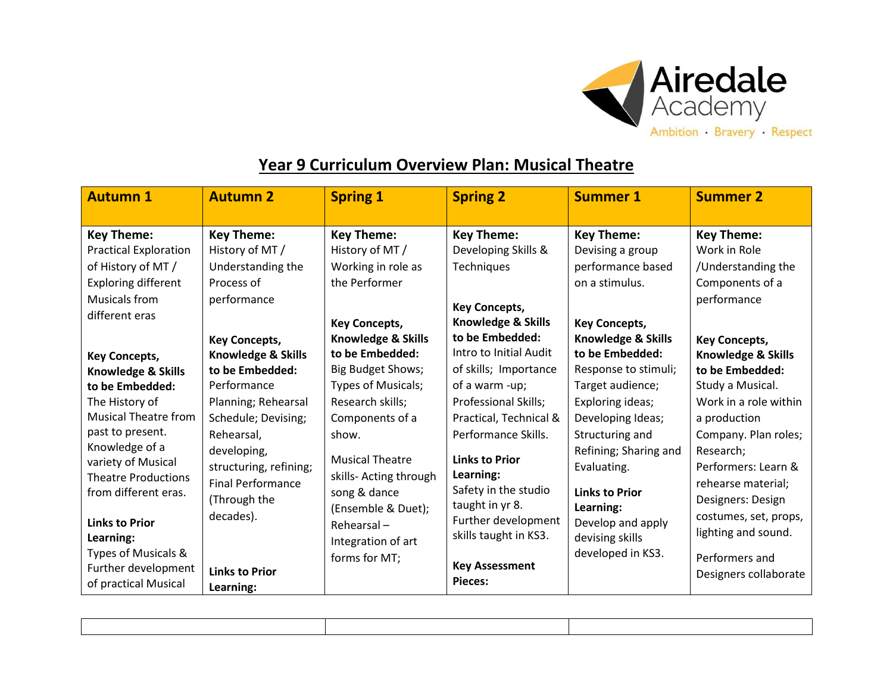Airedale Academy

Ambition · Bravery · Respect

# Year 9 Curriculum Overview Plan: Musical Theatre

| Autumn 1 | Autumn 2 | Spring 1 | Spring 2 | Summer 1 | Summer 2 |
|---|---|---|---|---|---|
| **Key Theme:** Practical Exploration of History of MT / Exploring different Musicals from different eras<br><br>**Key Concepts, Knowledge & Skills to be Embedded:** The History of Musical Theatre from past to present. Knowledge of a variety of Musical Theatre Productions from different eras.<br><br>**Links to Prior Learning:** Types of Musicals & Further development of practical Musical | **Key Theme:** History of MT / Understanding the Process of performance<br><br>**Key Concepts, Knowledge & Skills to be Embedded:** Performance Planning; Rehearsal Schedule; Devising; Rehearsal, developing, structuring, refining; Final Performance (Through the decades).<br><br>**Links to Prior Learning:** | **Key Theme:** History of MT / Working in role as the Performer<br><br>**Key Concepts, Knowledge & Skills to be Embedded:** Big Budget Shows; Types of Musicals; Research skills; Components of a show.<br><br>Musical Theatre skills- Acting through song & dance (Ensemble & Duet); Rehearsal – Integration of art forms for MT; | **Key Theme:** Developing Skills & Techniques<br><br>**Key Concepts, Knowledge & Skills to be Embedded:** Intro to Initial Audit of skills; Importance of a warm -up; Professional Skills; Practical, Technical & Performance Skills.<br><br>**Links to Prior Learning:** Safety in the studio taught in yr 8. Further development skills taught in KS3.<br><br>**Key Assessment Pieces:** | **Key Theme:** Devising a group performance based on a stimulus.<br><br>**Key Concepts, Knowledge & Skills to be Embedded:** Response to stimuli; Target audience; Exploring ideas; Developing Ideas; Structuring and Refining; Sharing and Evaluating.<br><br>**Links to Prior Learning:** Develop and apply devising skills developed in KS3. | **Key Theme:** Work in Role /Understanding the Components of a performance<br><br>**Key Concepts, Knowledge & Skills to be Embedded:** Study a Musical. Work in a role within a production Company. Plan roles; Research; Performers: Learn & rehearse material; Designers: Design costumes, set, props, lighting and sound.<br><br>Performers and Designers collaborate |

| | | |
|---|---|---|
| | | |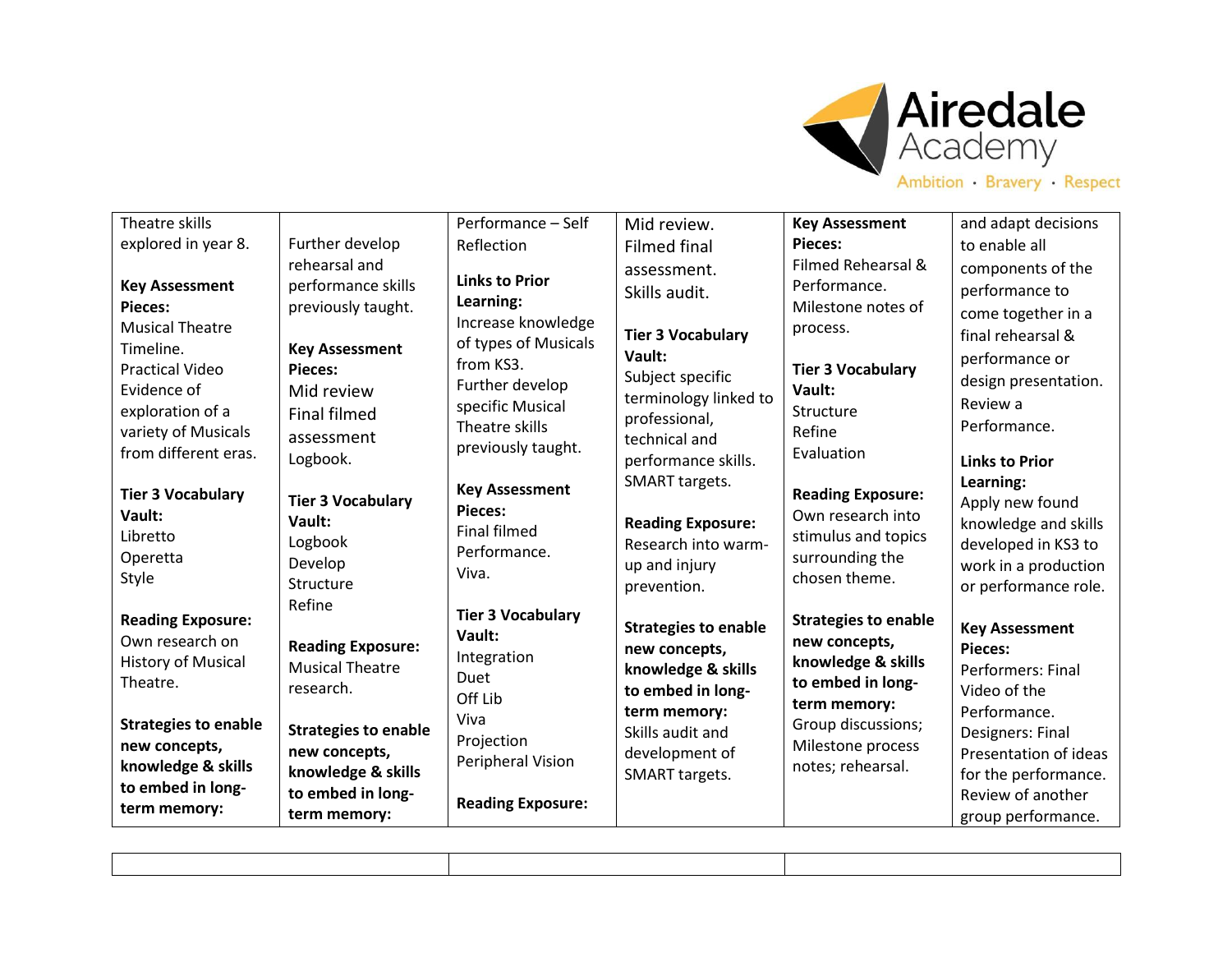| | | | | | |
|---|---|---|---|---|---|
| Theatre skills explored in year 8.<br><br>**Key Assessment Pieces:**<br>Musical Theatre Timeline.<br>Practical Video Evidence of exploration of a variety of Musicals from different eras.<br><br>**Tier 3 Vocabulary Vault:**<br>Libretto<br>Operetta<br>Style<br><br>**Reading Exposure:**<br>Own research on History of Musical Theatre.<br><br>**Strategies to enable new concepts, knowledge & skills to embed in long-term memory:** | Further develop rehearsal and performance skills previously taught.<br><br>**Key Assessment Pieces:**<br>Mid review<br>Final filmed assessment<br>Logbook.<br><br>**Tier 3 Vocabulary Vault:**<br>Logbook<br>Develop<br>Structure<br>Refine<br><br>**Reading Exposure:**<br>Musical Theatre research.<br><br>**Strategies to enable new concepts, knowledge & skills to embed in long-term memory:** | Performance – Self Reflection<br><br>**Links to Prior Learning:**<br>Increase knowledge of types of Musicals from KS3.<br>Further develop specific Musical Theatre skills previously taught.<br><br>**Key Assessment Pieces:**<br>Final filmed Performance.<br>Viva.<br><br>**Tier 3 Vocabulary Vault:**<br>Integration<br>Duet<br>Off Lib<br>Viva<br>Projection<br>Peripheral Vision<br><br>**Reading Exposure:** | Mid review.<br>Filmed final assessment.<br>Skills audit.<br><br>**Tier 3 Vocabulary Vault:**<br>Subject specific terminology linked to professional, technical and performance skills.<br>SMART targets.<br><br>**Reading Exposure:**<br>Research into warm-up and injury prevention.<br><br>**Strategies to enable new concepts, knowledge & skills to embed in long-term memory:**<br>Skills audit and development of SMART targets. | **Key Assessment Pieces:**<br>Filmed Rehearsal & Performance.<br>Milestone notes of process.<br><br>**Tier 3 Vocabulary Vault:**<br>Structure<br>Refine<br>Evaluation<br><br>**Reading Exposure:**<br>Own research into stimulus and topics surrounding the chosen theme.<br><br>**Strategies to enable new concepts, knowledge & skills to embed in long-term memory:**<br>Group discussions; Milestone process notes; rehearsal. | and adapt decisions to enable all components of the performance to come together in a final rehearsal & performance or design presentation.<br>Review a Performance.<br><br>**Links to Prior Learning:**<br>Apply new found knowledge and skills developed in KS3 to work in a production or performance role.<br><br>**Key Assessment Pieces:**<br>Performers: Final Video of the Performance.<br>Designers: Final Presentation of ideas for the performance.<br>Review of another group performance. |

| | | |
|---|---|---|
| | | |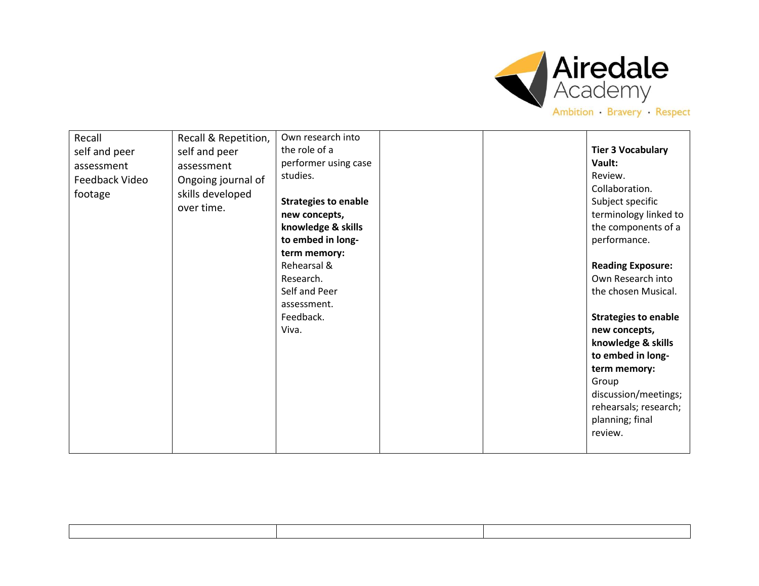| | | | | | |
|---|---|---|---|---|---|
| Recall<br>self and peer assessment<br>Feedback Video footage | Recall & Repetition,<br>self and peer assessment<br>Ongoing journal of skills developed over time. | Own research into the role of a performer using case studies.<br><br>**Strategies to enable new concepts, knowledge & skills to embed in long-term memory:**<br>Rehearsal & Research.<br>Self and Peer assessment.<br>Feedback.<br>Viva. | | | **Tier 3 Vocabulary Vault:**<br>Review.<br>Collaboration.<br>Subject specific terminology linked to the components of a performance.<br><br>**Reading Exposure:**<br>Own Research into the chosen Musical.<br><br>**Strategies to enable new concepts, knowledge & skills to embed in long-term memory:**<br>Group discussion/meetings; rehearsals; research; planning; final review. |

| | | |
|---|---|---|
| | | |